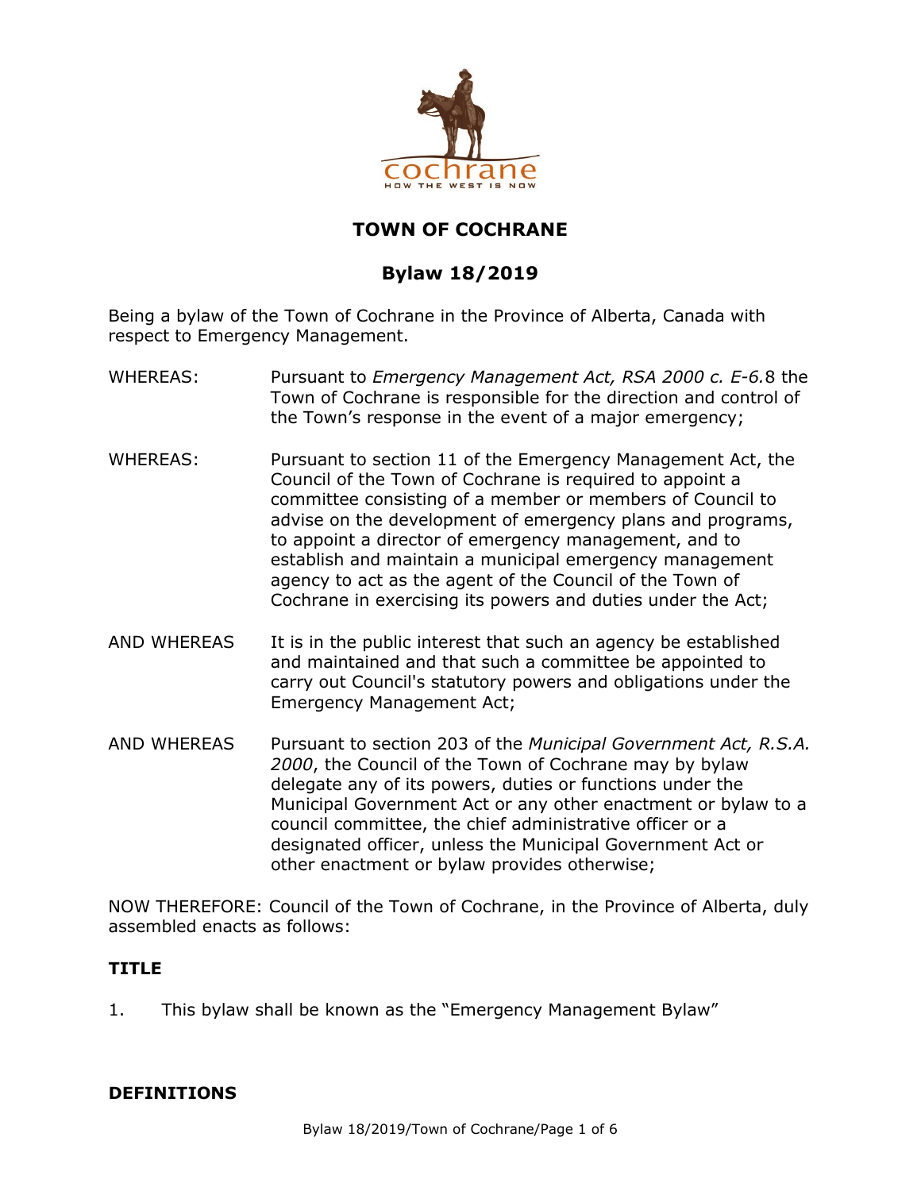# TOWN OF COCHRANE

## Bylaw 18/2019

Being a bylaw of the Town of Cochrane in the Province of Alberta, Canada with respect to Emergency Management.

WHEREAS: Pursuant to *Emergency Management Act, RSA 2000 c. E-6.*8 the Town of Cochrane is responsible for the direction and control of the Town's response in the event of a major emergency;

WHEREAS: Pursuant to section 11 of the Emergency Management Act, the Council of the Town of Cochrane is required to appoint a committee consisting of a member or members of Council to advise on the development of emergency plans and programs, to appoint a director of emergency management, and to establish and maintain a municipal emergency management agency to act as the agent of the Council of the Town of Cochrane in exercising its powers and duties under the Act;

AND WHEREAS It is in the public interest that such an agency be established and maintained and that such a committee be appointed to carry out Council's statutory powers and obligations under the Emergency Management Act;

AND WHEREAS Pursuant to section 203 of the *Municipal Government Act, R.S.A. 2000*, the Council of the Town of Cochrane may by bylaw delegate any of its powers, duties or functions under the Municipal Government Act or any other enactment or bylaw to a council committee, the chief administrative officer or a designated officer, unless the Municipal Government Act or other enactment or bylaw provides otherwise;

NOW THEREFORE: Council of the Town of Cochrane, in the Province of Alberta, duly assembled enacts as follows:

### TITLE

1. This bylaw shall be known as the "Emergency Management Bylaw"

### DEFINITIONS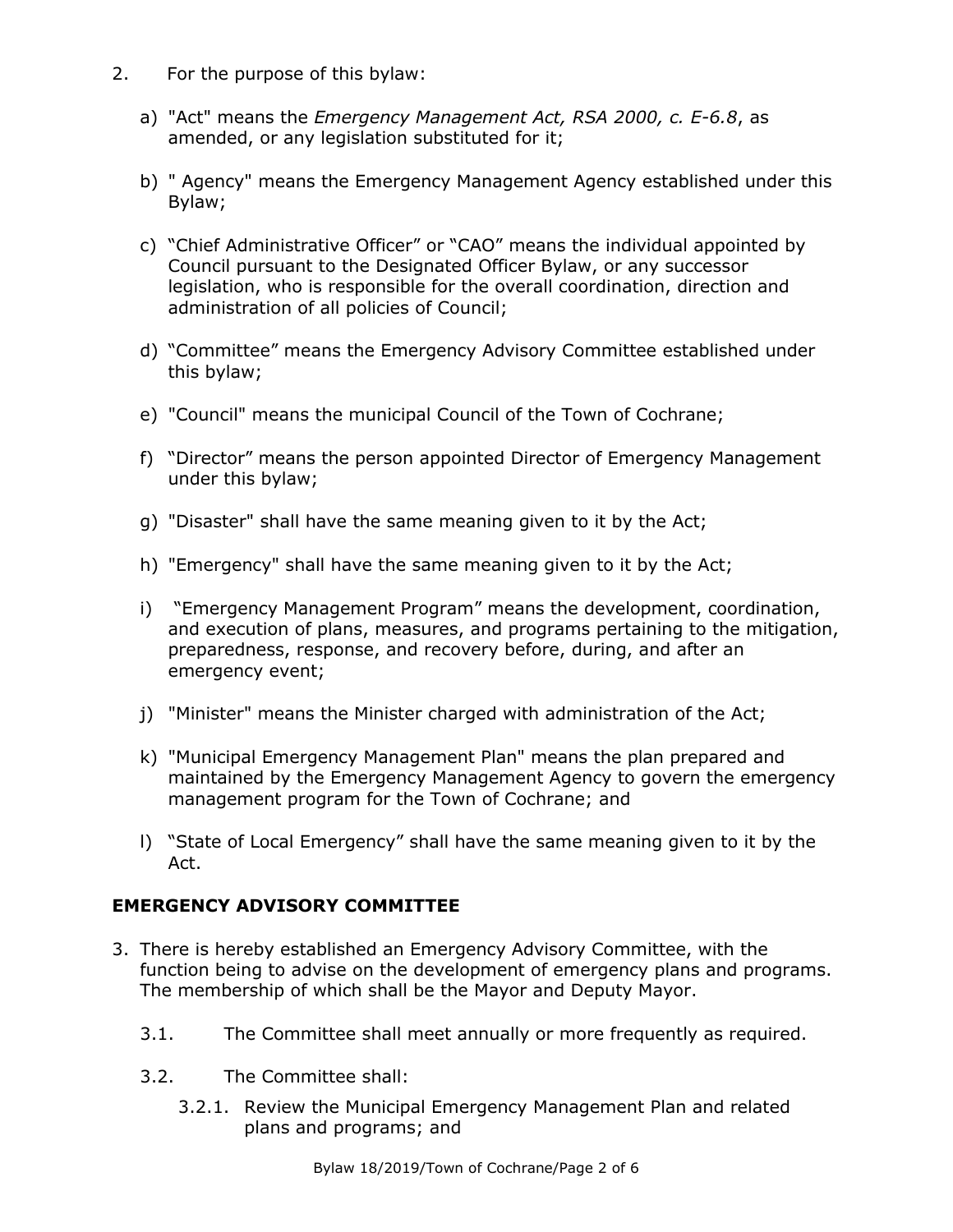2. For the purpose of this bylaw:

   a) "Act" means the *Emergency Management Act, RSA 2000, c. E-6.8*, as amended, or any legislation substituted for it;

   b) " Agency" means the Emergency Management Agency established under this Bylaw;

   c) "Chief Administrative Officer" or "CAO" means the individual appointed by Council pursuant to the Designated Officer Bylaw, or any successor legislation, who is responsible for the overall coordination, direction and administration of all policies of Council;

   d) "Committee" means the Emergency Advisory Committee established under this bylaw;

   e) "Council" means the municipal Council of the Town of Cochrane;

   f) "Director" means the person appointed Director of Emergency Management under this bylaw;

   g) "Disaster" shall have the same meaning given to it by the Act;

   h) "Emergency" shall have the same meaning given to it by the Act;

   i) "Emergency Management Program" means the development, coordination, and execution of plans, measures, and programs pertaining to the mitigation, preparedness, response, and recovery before, during, and after an emergency event;

   j) "Minister" means the Minister charged with administration of the Act;

   k) "Municipal Emergency Management Plan" means the plan prepared and maintained by the Emergency Management Agency to govern the emergency management program for the Town of Cochrane; and

   l) "State of Local Emergency" shall have the same meaning given to it by the Act.

## EMERGENCY ADVISORY COMMITTEE

3. There is hereby established an Emergency Advisory Committee, with the function being to advise on the development of emergency plans and programs. The membership of which shall be the Mayor and Deputy Mayor.

   3.1. The Committee shall meet annually or more frequently as required.

   3.2. The Committee shall:

      3.2.1. Review the Municipal Emergency Management Plan and related plans and programs; and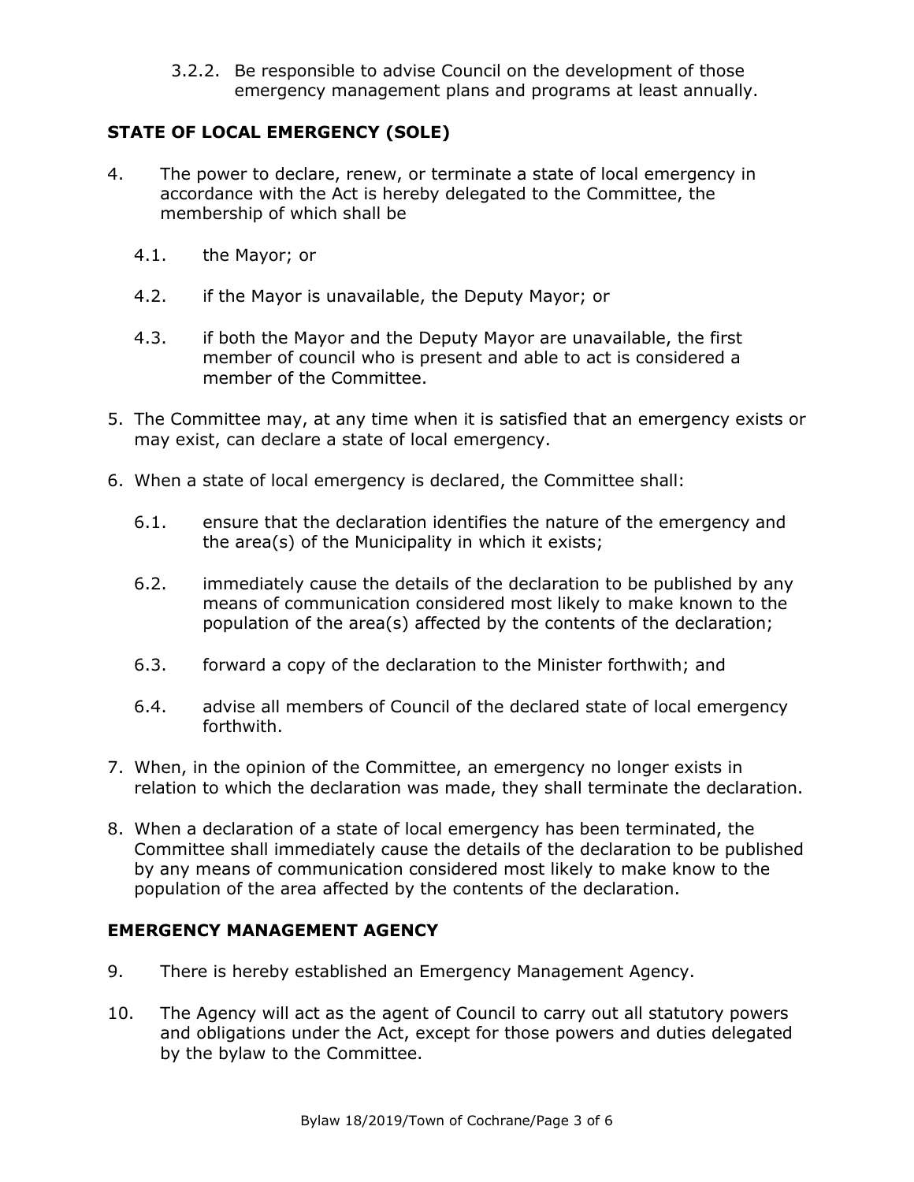3.2.2. Be responsible to advise Council on the development of those emergency management plans and programs at least annually.

## STATE OF LOCAL EMERGENCY (SOLE)

4. The power to declare, renew, or terminate a state of local emergency in accordance with the Act is hereby delegated to the Committee, the membership of which shall be

   4.1. the Mayor; or

   4.2. if the Mayor is unavailable, the Deputy Mayor; or

   4.3. if both the Mayor and the Deputy Mayor are unavailable, the first member of council who is present and able to act is considered a member of the Committee.

5. The Committee may, at any time when it is satisfied that an emergency exists or may exist, can declare a state of local emergency.

6. When a state of local emergency is declared, the Committee shall:

   6.1. ensure that the declaration identifies the nature of the emergency and the area(s) of the Municipality in which it exists;

   6.2. immediately cause the details of the declaration to be published by any means of communication considered most likely to make known to the population of the area(s) affected by the contents of the declaration;

   6.3. forward a copy of the declaration to the Minister forthwith; and

   6.4. advise all members of Council of the declared state of local emergency forthwith.

7. When, in the opinion of the Committee, an emergency no longer exists in relation to which the declaration was made, they shall terminate the declaration.

8. When a declaration of a state of local emergency has been terminated, the Committee shall immediately cause the details of the declaration to be published by any means of communication considered most likely to make know to the population of the area affected by the contents of the declaration.

## EMERGENCY MANAGEMENT AGENCY

9. There is hereby established an Emergency Management Agency.

10. The Agency will act as the agent of Council to carry out all statutory powers and obligations under the Act, except for those powers and duties delegated by the bylaw to the Committee.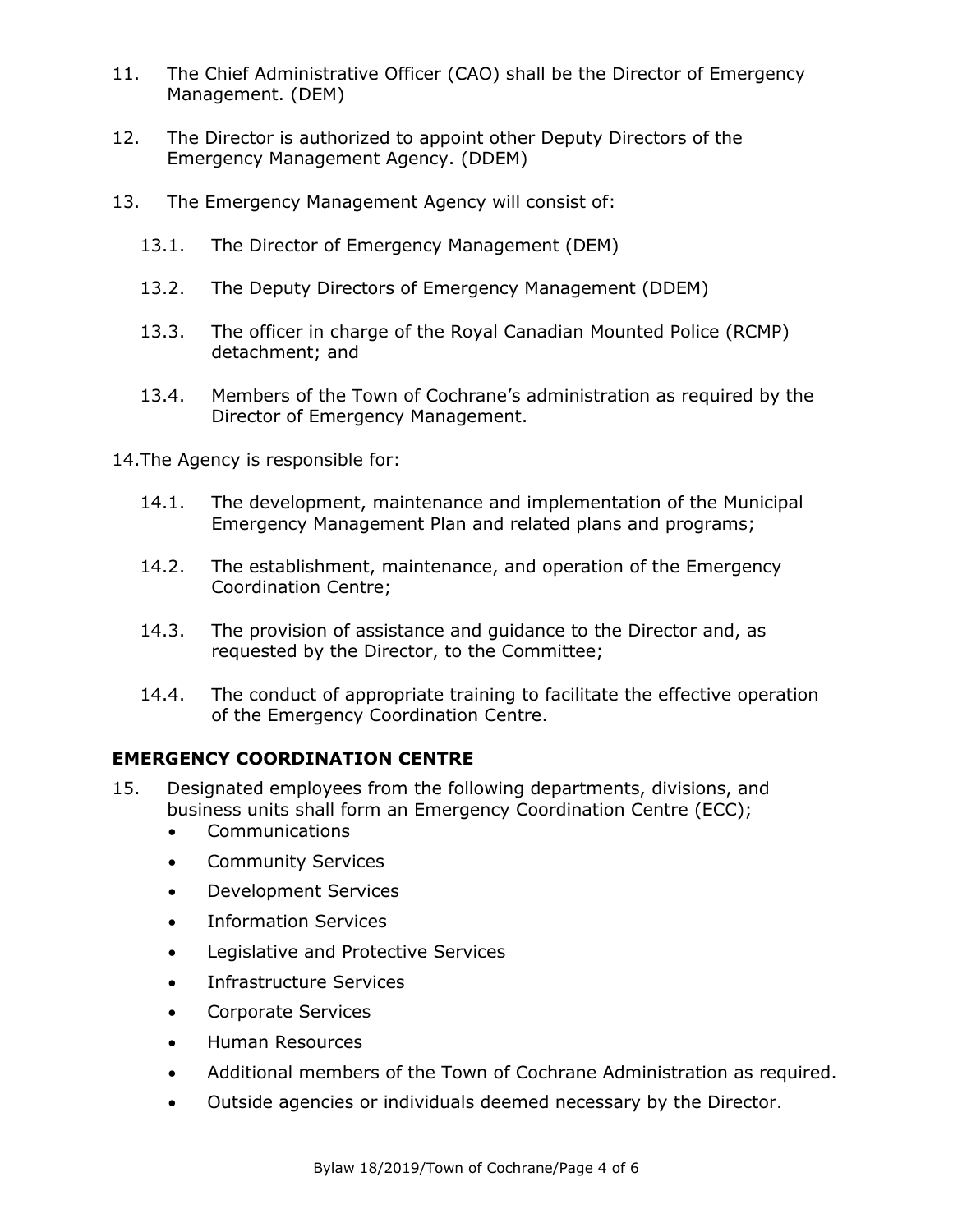11. The Chief Administrative Officer (CAO) shall be the Director of Emergency Management. (DEM)

12. The Director is authorized to appoint other Deputy Directors of the Emergency Management Agency. (DDEM)

13. The Emergency Management Agency will consist of:

    13.1. The Director of Emergency Management (DEM)

    13.2. The Deputy Directors of Emergency Management (DDEM)

    13.3. The officer in charge of the Royal Canadian Mounted Police (RCMP) detachment; and

    13.4. Members of the Town of Cochrane's administration as required by the Director of Emergency Management.

14. The Agency is responsible for:

    14.1. The development, maintenance and implementation of the Municipal Emergency Management Plan and related plans and programs;

    14.2. The establishment, maintenance, and operation of the Emergency Coordination Centre;

    14.3. The provision of assistance and guidance to the Director and, as requested by the Director, to the Committee;

    14.4. The conduct of appropriate training to facilitate the effective operation of the Emergency Coordination Centre.

## EMERGENCY COORDINATION CENTRE

15. Designated employees from the following departments, divisions, and business units shall form an Emergency Coordination Centre (ECC);
    - Communications
    - Community Services
    - Development Services
    - Information Services
    - Legislative and Protective Services
    - Infrastructure Services
    - Corporate Services
    - Human Resources
    - Additional members of the Town of Cochrane Administration as required.
    - Outside agencies or individuals deemed necessary by the Director.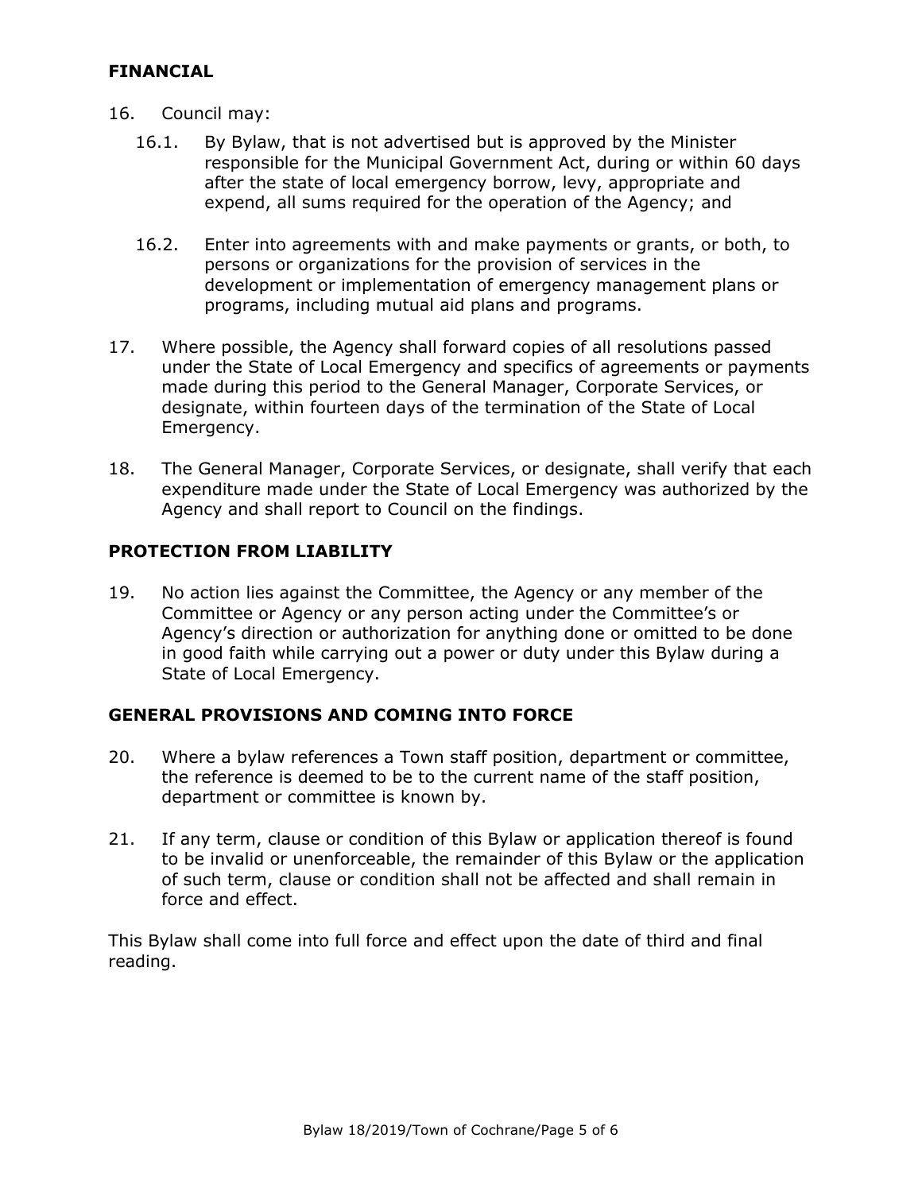## FINANCIAL

16. Council may:

    16.1. By Bylaw, that is not advertised but is approved by the Minister responsible for the Municipal Government Act, during or within 60 days after the state of local emergency borrow, levy, appropriate and expend, all sums required for the operation of the Agency; and

    16.2. Enter into agreements with and make payments or grants, or both, to persons or organizations for the provision of services in the development or implementation of emergency management plans or programs, including mutual aid plans and programs.

17. Where possible, the Agency shall forward copies of all resolutions passed under the State of Local Emergency and specifics of agreements or payments made during this period to the General Manager, Corporate Services, or designate, within fourteen days of the termination of the State of Local Emergency.

18. The General Manager, Corporate Services, or designate, shall verify that each expenditure made under the State of Local Emergency was authorized by the Agency and shall report to Council on the findings.

## PROTECTION FROM LIABILITY

19. No action lies against the Committee, the Agency or any member of the Committee or Agency or any person acting under the Committee's or Agency's direction or authorization for anything done or omitted to be done in good faith while carrying out a power or duty under this Bylaw during a State of Local Emergency.

## GENERAL PROVISIONS AND COMING INTO FORCE

20. Where a bylaw references a Town staff position, department or committee, the reference is deemed to be to the current name of the staff position, department or committee is known by.

21. If any term, clause or condition of this Bylaw or application thereof is found to be invalid or unenforceable, the remainder of this Bylaw or the application of such term, clause or condition shall not be affected and shall remain in force and effect.

This Bylaw shall come into full force and effect upon the date of third and final reading.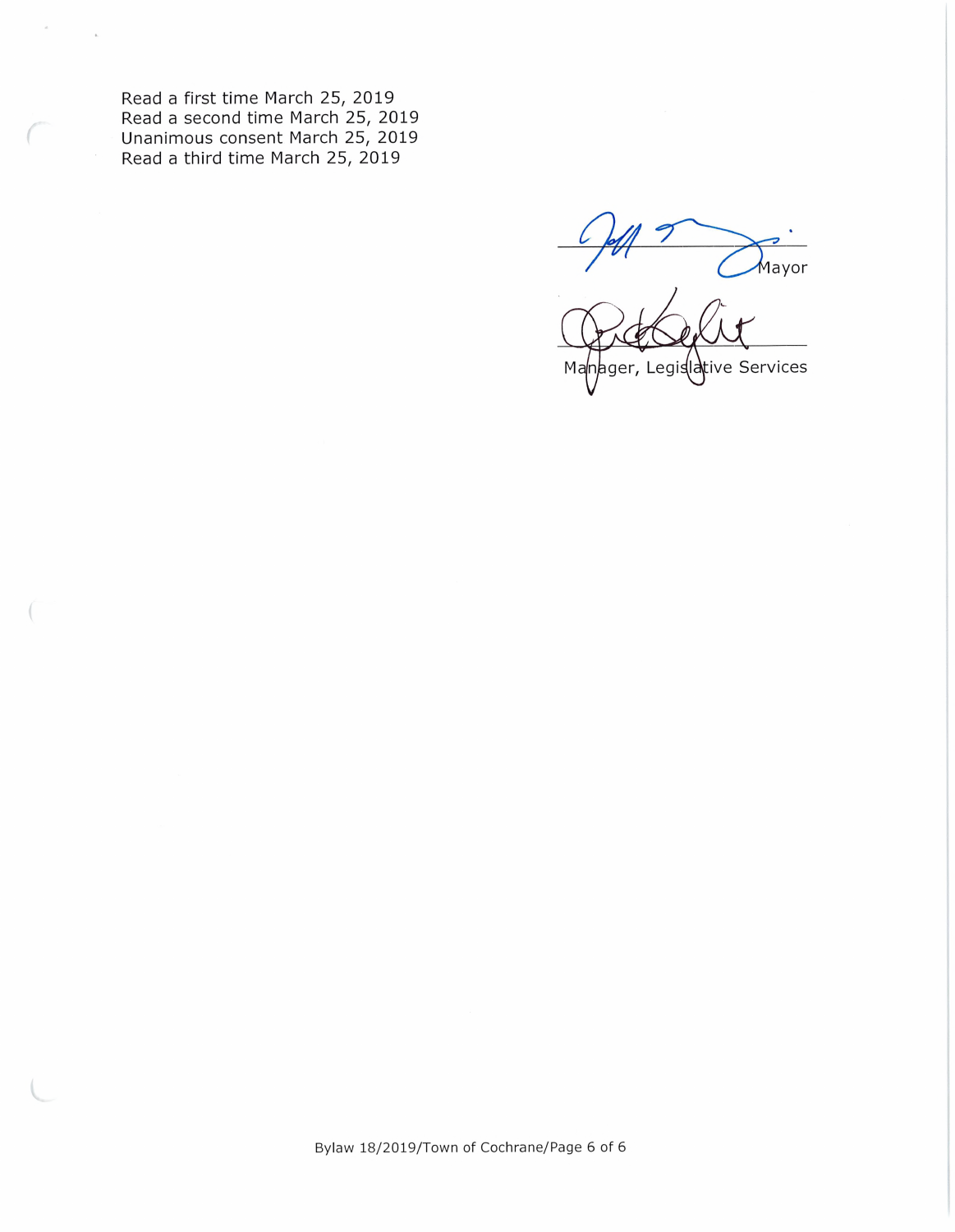Read a first time March 25, 2019
Read a second time March 25, 2019
Unanimous consent March 25, 2019
Read a third time March 25, 2019

Mayor

Manager, Legislative Services